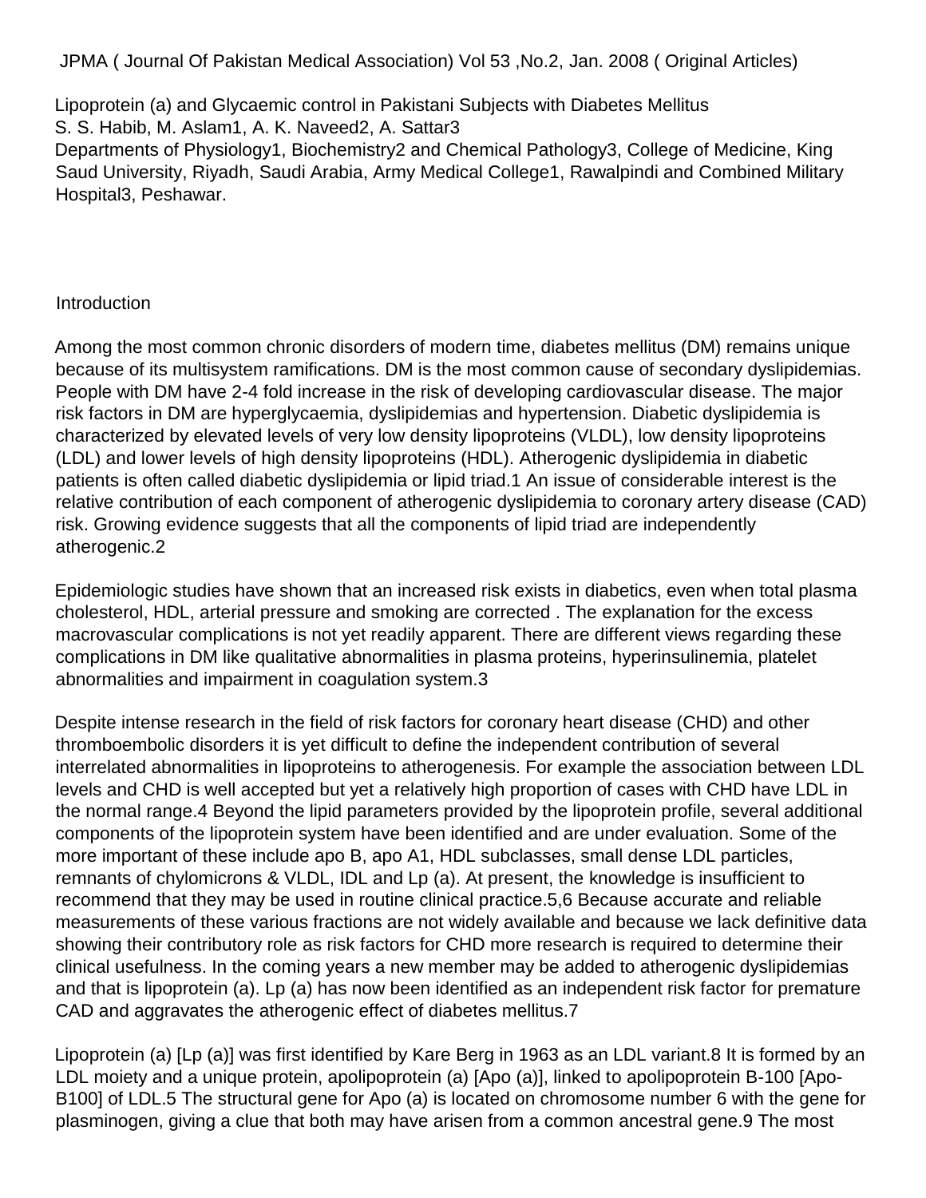JPMA ( Journal Of Pakistan Medical Association) Vol 53 ,No.2, Jan. 2008 ( Original Articles)

# Lipoprotein (a) and Glycaemic control in Pakistani Subjects with Diabetes Mellitus

S. S. Habib, M. Aslam1, A. K. Naveed2, A. Sattar3

Departments of Physiology1, Biochemistry2 and Chemical Pathology3, College of Medicine, King Saud University, Riyadh, Saudi Arabia, Army Medical College1, Rawalpindi and Combined Military Hospital3, Peshawar.

## Introduction

Among the most common chronic disorders of modern time, diabetes mellitus (DM) remains unique because of its multisystem ramifications. DM is the most common cause of secondary dyslipidemias. People with DM have 2-4 fold increase in the risk of developing cardiovascular disease. The major risk factors in DM are hyperglycaemia, dyslipidemias and hypertension. Diabetic dyslipidemia is characterized by elevated levels of very low density lipoproteins (VLDL), low density lipoproteins (LDL) and lower levels of high density lipoproteins (HDL). Atherogenic dyslipidemia in diabetic patients is often called diabetic dyslipidemia or lipid triad.[1] An issue of considerable interest is the relative contribution of each component of atherogenic dyslipidemia to coronary artery disease (CAD) risk. Growing evidence suggests that all the components of lipid triad are independently atherogenic.[2]

Epidemiologic studies have shown that an increased risk exists in diabetics, even when total plasma cholesterol, HDL, arterial pressure and smoking are corrected . The explanation for the excess macrovascular complications is not yet readily apparent. There are different views regarding these complications in DM like qualitative abnormalities in plasma proteins, hyperinsulinemia, platelet abnormalities and impairment in coagulation system.[3]

Despite intense research in the field of risk factors for coronary heart disease (CHD) and other thromboembolic disorders it is yet difficult to define the independent contribution of several interrelated abnormalities in lipoproteins to atherogenesis. For example the association between LDL levels and CHD is well accepted but yet a relatively high proportion of cases with CHD have LDL in the normal range.[4] Beyond the lipid parameters provided by the lipoprotein profile, several additional components of the lipoprotein system have been identified and are under evaluation. Some of the more important of these include apo B, apo A1, HDL subclasses, small dense LDL particles, remnants of chylomicrons & VLDL, IDL and Lp (a). At present, the knowledge is insufficient to recommend that they may be used in routine clinical practice.[5,6] Because accurate and reliable measurements of these various fractions are not widely available and because we lack definitive data showing their contributory role as risk factors for CHD more research is required to determine their clinical usefulness. In the coming years a new member may be added to atherogenic dyslipidemias and that is lipoprotein (a). Lp (a) has now been identified as an independent risk factor for premature CAD and aggravates the atherogenic effect of diabetes mellitus.[7]

Lipoprotein (a) [Lp (a)] was first identified by Kare Berg in 1963 as an LDL variant.[8] It is formed by an LDL moiety and a unique protein, apolipoprotein (a) [Apo (a)], linked to apolipoprotein B-100 [Apo-B100] of LDL.[5] The structural gene for Apo (a) is located on chromosome number 6 with the gene for plasminogen, giving a clue that both may have arisen from a common ancestral gene.[9] The most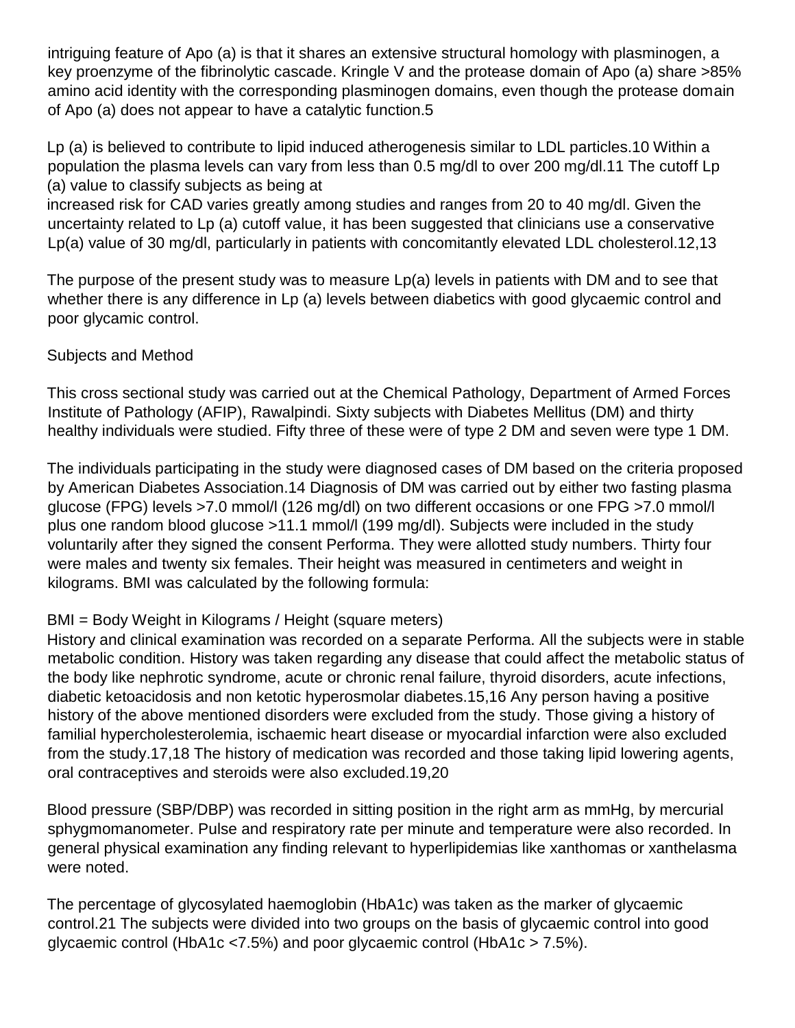intriguing feature of Apo (a) is that it shares an extensive structural homology with plasminogen, a key proenzyme of the fibrinolytic cascade. Kringle V and the protease domain of Apo (a) share >85% amino acid identity with the corresponding plasminogen domains, even though the protease domain of Apo (a) does not appear to have a catalytic function.[5]

Lp (a) is believed to contribute to lipid induced atherogenesis similar to LDL particles.[10] Within a population the plasma levels can vary from less than 0.5 mg/dl to over 200 mg/dl.[11] The cutoff Lp (a) value to classify subjects as being at increased risk for CAD varies greatly among studies and ranges from 20 to 40 mg/dl. Given the uncertainty related to Lp (a) cutoff value, it has been suggested that clinicians use a conservative Lp(a) value of 30 mg/dl, particularly in patients with concomitantly elevated LDL cholesterol.[12,13]

The purpose of the present study was to measure Lp(a) levels in patients with DM and to see that whether there is any difference in Lp (a) levels between diabetics with good glycaemic control and poor glycamic control.

## Subjects and Method

This cross sectional study was carried out at the Chemical Pathology, Department of Armed Forces Institute of Pathology (AFIP), Rawalpindi. Sixty subjects with Diabetes Mellitus (DM) and thirty healthy individuals were studied. Fifty three of these were of type 2 DM and seven were type 1 DM.

The individuals participating in the study were diagnosed cases of DM based on the criteria proposed by American Diabetes Association.[14] Diagnosis of DM was carried out by either two fasting plasma glucose (FPG) levels >7.0 mmol/l (126 mg/dl) on two different occasions or one FPG >7.0 mmol/l plus one random blood glucose >11.1 mmol/l (199 mg/dl). Subjects were included in the study voluntarily after they signed the consent Performa. They were allotted study numbers. Thirty four were males and twenty six females. Their height was measured in centimeters and weight in kilograms. BMI was calculated by the following formula:

BMI = Body Weight in Kilograms / Height (square meters)

History and clinical examination was recorded on a separate Performa. All the subjects were in stable metabolic condition. History was taken regarding any disease that could affect the metabolic status of the body like nephrotic syndrome, acute or chronic renal failure, thyroid disorders, acute infections, diabetic ketoacidosis and non ketotic hyperosmolar diabetes.[15,16] Any person having a positive history of the above mentioned disorders were excluded from the study. Those giving a history of familial hypercholesterolemia, ischaemic heart disease or myocardial infarction were also excluded from the study.[17,18] The history of medication was recorded and those taking lipid lowering agents, oral contraceptives and steroids were also excluded.[19,20]

Blood pressure (SBP/DBP) was recorded in sitting position in the right arm as mmHg, by mercurial sphygmomanometer. Pulse and respiratory rate per minute and temperature were also recorded. In general physical examination any finding relevant to hyperlipidemias like xanthomas or xanthelasma were noted.

The percentage of glycosylated haemoglobin (HbA1c) was taken as the marker of glycaemic control.[21] The subjects were divided into two groups on the basis of glycaemic control into good glycaemic control (HbA1c <7.5%) and poor glycaemic control (HbA1c > 7.5%).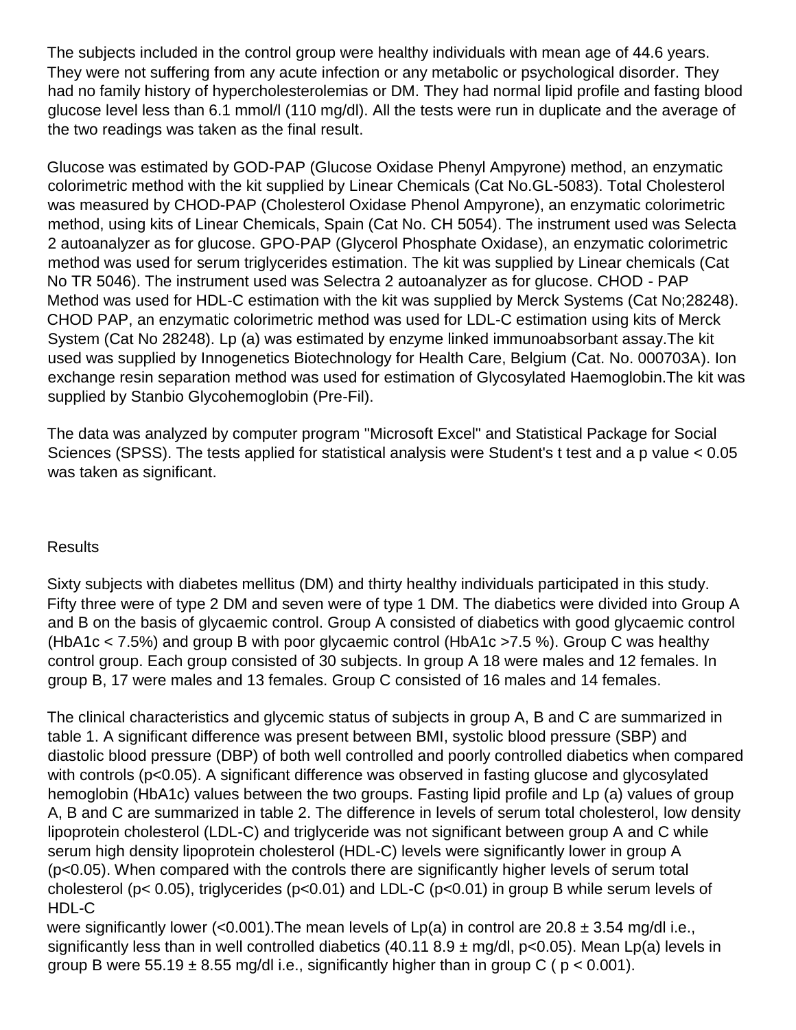The subjects included in the control group were healthy individuals with mean age of 44.6 years. They were not suffering from any acute infection or any metabolic or psychological disorder. They had no family history of hypercholesterolemias or DM. They had normal lipid profile and fasting blood glucose level less than 6.1 mmol/l (110 mg/dl). All the tests were run in duplicate and the average of the two readings was taken as the final result.

Glucose was estimated by GOD-PAP (Glucose Oxidase Phenyl Ampyrone) method, an enzymatic colorimetric method with the kit supplied by Linear Chemicals (Cat No.GL-5083). Total Cholesterol was measured by CHOD-PAP (Cholesterol Oxidase Phenol Ampyrone), an enzymatic colorimetric method, using kits of Linear Chemicals, Spain (Cat No. CH 5054). The instrument used was Selecta 2 autoanalyzer as for glucose. GPO-PAP (Glycerol Phosphate Oxidase), an enzymatic colorimetric method was used for serum triglycerides estimation. The kit was supplied by Linear chemicals (Cat No TR 5046). The instrument used was Selectra 2 autoanalyzer as for glucose. CHOD - PAP Method was used for HDL-C estimation with the kit was supplied by Merck Systems (Cat No;28248). CHOD PAP, an enzymatic colorimetric method was used for LDL-C estimation using kits of Merck System (Cat No 28248). Lp (a) was estimated by enzyme linked immunoabsorbant assay.The kit used was supplied by Innogenetics Biotechnology for Health Care, Belgium (Cat. No. 000703A). Ion exchange resin separation method was used for estimation of Glycosylated Haemoglobin.The kit was supplied by Stanbio Glycohemoglobin (Pre-Fil).

The data was analyzed by computer program "Microsoft Excel" and Statistical Package for Social Sciences (SPSS). The tests applied for statistical analysis were Student's t test and a p value $< 0.05$ was taken as significant.

## Results

Sixty subjects with diabetes mellitus (DM) and thirty healthy individuals participated in this study. Fifty three were of type 2 DM and seven were of type 1 DM. The diabetics were divided into Group A and B on the basis of glycaemic control. Group A consisted of diabetics with good glycaemic control (HbA1c < 7.5%) and group B with poor glycaemic control (HbA1c >7.5 %). Group C was healthy control group. Each group consisted of 30 subjects. In group A 18 were males and 12 females. In group B, 17 were males and 13 females. Group C consisted of 16 males and 14 females.

The clinical characteristics and glycemic status of subjects in group A, B and C are summarized in table 1. A significant difference was present between BMI, systolic blood pressure (SBP) and diastolic blood pressure (DBP) of both well controlled and poorly controlled diabetics when compared with controls ($p<0.05$). A significant difference was observed in fasting glucose and glycosylated hemoglobin (HbA1c) values between the two groups. Fasting lipid profile and Lp (a) values of group A, B and C are summarized in table 2. The difference in levels of serum total cholesterol, low density lipoprotein cholesterol (LDL-C) and triglyceride was not significant between group A and C while serum high density lipoprotein cholesterol (HDL-C) levels were significantly lower in group A ($p<0.05$). When compared with the controls there are significantly higher levels of serum total cholesterol ($p< 0.05$), triglycerides ($p<0.01$) and LDL-C ($p<0.01$) in group B while serum levels of HDL-C were significantly lower ($<0.001$).The mean levels of Lp(a) in control are $20.8 \pm 3.54$ mg/dl i.e., significantly less than in well controlled diabetics (40.11 8.9 ± mg/dl, $p<0.05$). Mean Lp(a) levels in group B were $55.19 \pm 8.55$ mg/dl i.e., significantly higher than in group C ( $p < 0.001$).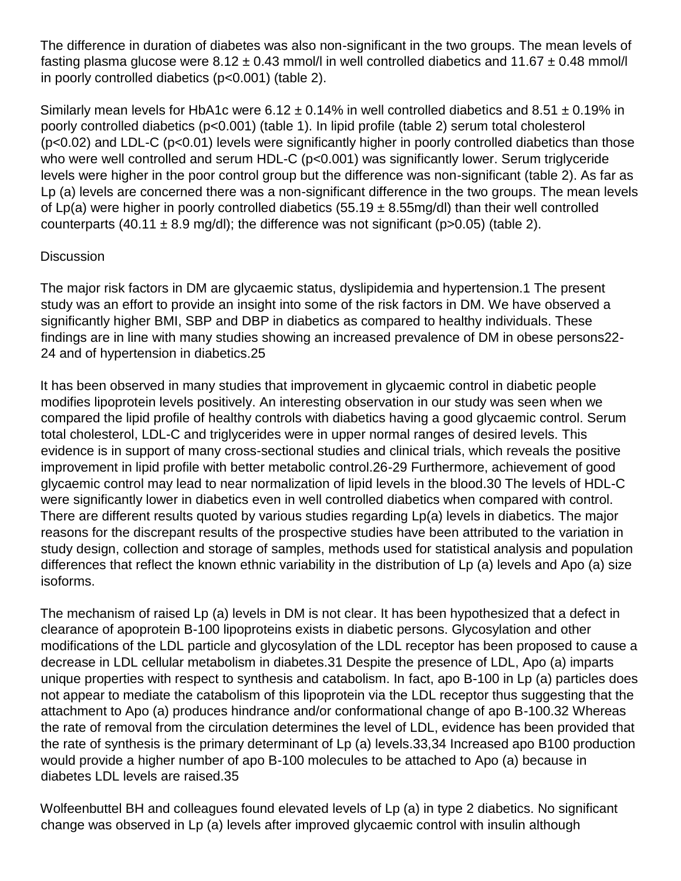The difference in duration of diabetes was also non-significant in the two groups. The mean levels of fasting plasma glucose were 8.12 ± 0.43 mmol/l in well controlled diabetics and 11.67 ± 0.48 mmol/l in poorly controlled diabetics ($p<0.001$) (table 2).

Similarly mean levels for HbA1c were 6.12 ± 0.14% in well controlled diabetics and 8.51 ± 0.19% in poorly controlled diabetics ($p<0.001$) (table 1). In lipid profile (table 2) serum total cholesterol ($p<0.02$) and LDL-C ($p<0.01$) levels were significantly higher in poorly controlled diabetics than those who were well controlled and serum HDL-C ($p<0.001$) was significantly lower. Serum triglyceride levels were higher in the poor control group but the difference was non-significant (table 2). As far as Lp (a) levels are concerned there was a non-significant difference in the two groups. The mean levels of Lp(a) were higher in poorly controlled diabetics (55.19 ± 8.55mg/dl) than their well controlled counterparts (40.11 ± 8.9 mg/dl); the difference was not significant ($p>0.05$) (table 2).

## Discussion

The major risk factors in DM are glycaemic status, dyslipidemia and hypertension.[1] The present study was an effort to provide an insight into some of the risk factors in DM. We have observed a significantly higher BMI, SBP and DBP in diabetics as compared to healthy individuals. These findings are in line with many studies showing an increased prevalence of DM in obese persons[22-24] and of hypertension in diabetics.[25]

It has been observed in many studies that improvement in glycaemic control in diabetic people modifies lipoprotein levels positively. An interesting observation in our study was seen when we compared the lipid profile of healthy controls with diabetics having a good glycaemic control. Serum total cholesterol, LDL-C and triglycerides were in upper normal ranges of desired levels. This evidence is in support of many cross-sectional studies and clinical trials, which reveals the positive improvement in lipid profile with better metabolic control.[26-29] Furthermore, achievement of good glycaemic control may lead to near normalization of lipid levels in the blood.[30] The levels of HDL-C were significantly lower in diabetics even in well controlled diabetics when compared with control. There are different results quoted by various studies regarding Lp(a) levels in diabetics. The major reasons for the discrepant results of the prospective studies have been attributed to the variation in study design, collection and storage of samples, methods used for statistical analysis and population differences that reflect the known ethnic variability in the distribution of Lp (a) levels and Apo (a) size isoforms.

The mechanism of raised Lp (a) levels in DM is not clear. It has been hypothesized that a defect in clearance of apoprotein B-100 lipoproteins exists in diabetic persons. Glycosylation and other modifications of the LDL particle and glycosylation of the LDL receptor has been proposed to cause a decrease in LDL cellular metabolism in diabetes.[31] Despite the presence of LDL, Apo (a) imparts unique properties with respect to synthesis and catabolism. In fact, apo B-100 in Lp (a) particles does not appear to mediate the catabolism of this lipoprotein via the LDL receptor thus suggesting that the attachment to Apo (a) produces hindrance and/or conformational change of apo B-100.[32] Whereas the rate of removal from the circulation determines the level of LDL, evidence has been provided that the rate of synthesis is the primary determinant of Lp (a) levels.[33,34] Increased apo B100 production would provide a higher number of apo B-100 molecules to be attached to Apo (a) because in diabetes LDL levels are raised.[35]

Wolfeenbuttel BH and colleagues found elevated levels of Lp (a) in type 2 diabetics. No significant change was observed in Lp (a) levels after improved glycaemic control with insulin although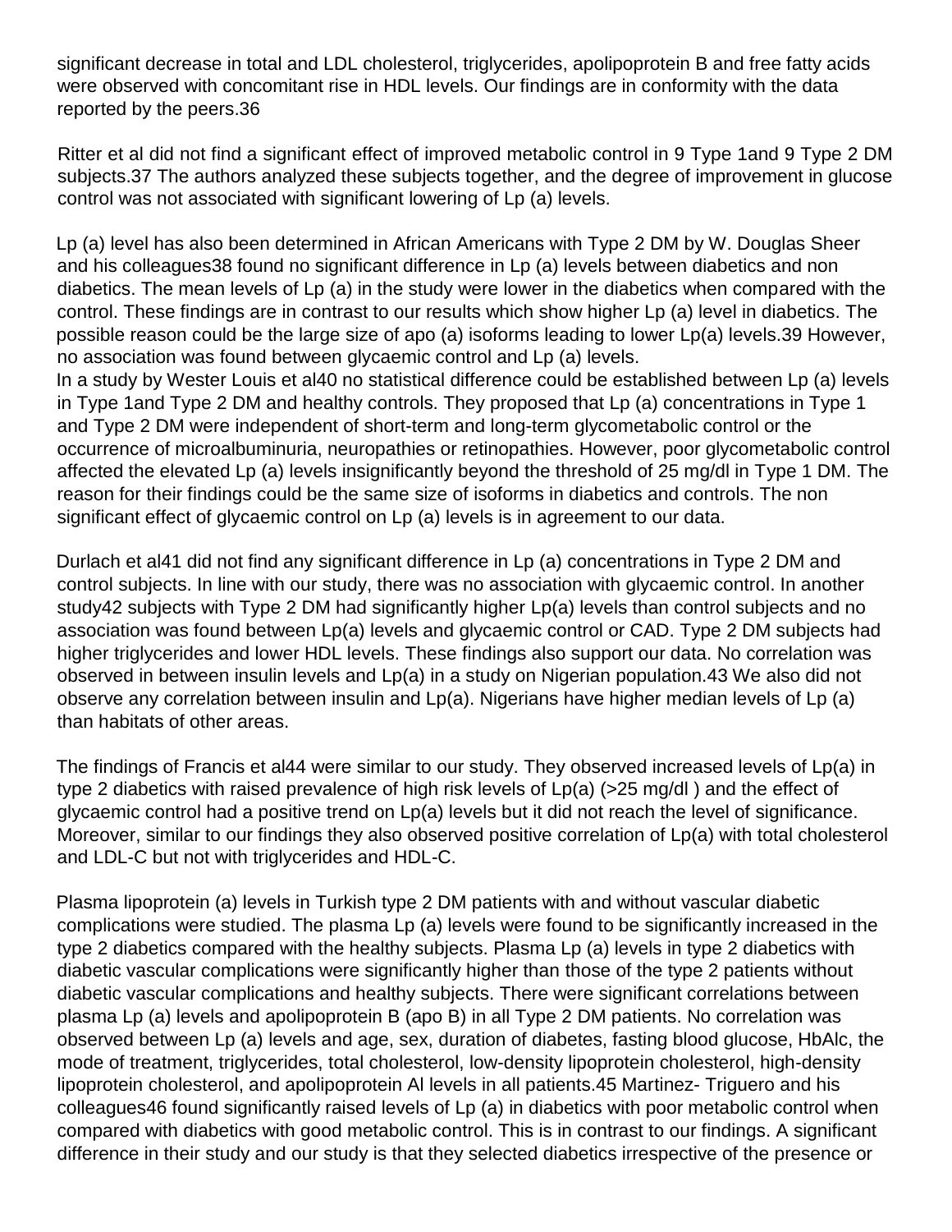significant decrease in total and LDL cholesterol, triglycerides, apolipoprotein B and free fatty acids were observed with concomitant rise in HDL levels. Our findings are in conformity with the data reported by the peers.[36]

Ritter et al did not find a significant effect of improved metabolic control in 9 Type 1and 9 Type 2 DM subjects.[37] The authors analyzed these subjects together, and the degree of improvement in glucose control was not associated with significant lowering of Lp (a) levels.

Lp (a) level has also been determined in African Americans with Type 2 DM by W. Douglas Sheer and his colleagues[38] found no significant difference in Lp (a) levels between diabetics and non diabetics. The mean levels of Lp (a) in the study were lower in the diabetics when compared with the control. These findings are in contrast to our results which show higher Lp (a) level in diabetics. The possible reason could be the large size of apo (a) isoforms leading to lower Lp(a) levels.[39] However, no association was found between glycaemic control and Lp (a) levels.
In a study by Wester Louis et al[40] no statistical difference could be established between Lp (a) levels in Type 1and Type 2 DM and healthy controls. They proposed that Lp (a) concentrations in Type 1 and Type 2 DM were independent of short-term and long-term glycometabolic control or the occurrence of microalbuminuria, neuropathies or retinopathies. However, poor glycometabolic control affected the elevated Lp (a) levels insignificantly beyond the threshold of 25 mg/dl in Type 1 DM. The reason for their findings could be the same size of isoforms in diabetics and controls. The non significant effect of glycaemic control on Lp (a) levels is in agreement to our data.

Durlach et al[41] did not find any significant difference in Lp (a) concentrations in Type 2 DM and control subjects. In line with our study, there was no association with glycaemic control. In another study[42] subjects with Type 2 DM had significantly higher Lp(a) levels than control subjects and no association was found between Lp(a) levels and glycaemic control or CAD. Type 2 DM subjects had higher triglycerides and lower HDL levels. These findings also support our data. No correlation was observed in between insulin levels and Lp(a) in a study on Nigerian population.[43] We also did not observe any correlation between insulin and Lp(a). Nigerians have higher median levels of Lp (a) than habitats of other areas.

The findings of Francis et al[44] were similar to our study. They observed increased levels of Lp(a) in type 2 diabetics with raised prevalence of high risk levels of Lp(a) (>25 mg/dl ) and the effect of glycaemic control had a positive trend on Lp(a) levels but it did not reach the level of significance. Moreover, similar to our findings they also observed positive correlation of Lp(a) with total cholesterol and LDL-C but not with triglycerides and HDL-C.

Plasma lipoprotein (a) levels in Turkish type 2 DM patients with and without vascular diabetic complications were studied. The plasma Lp (a) levels were found to be significantly increased in the type 2 diabetics compared with the healthy subjects. Plasma Lp (a) levels in type 2 diabetics with diabetic vascular complications were significantly higher than those of the type 2 patients without diabetic vascular complications and healthy subjects. There were significant correlations between plasma Lp (a) levels and apolipoprotein B (apo B) in all Type 2 DM patients. No correlation was observed between Lp (a) levels and age, sex, duration of diabetes, fasting blood glucose, HbAlc, the mode of treatment, triglycerides, total cholesterol, low-density lipoprotein cholesterol, high-density lipoprotein cholesterol, and apolipoprotein Al levels in all patients.[45] Martinez- Triguero and his colleagues[46] found significantly raised levels of Lp (a) in diabetics with poor metabolic control when compared with diabetics with good metabolic control. This is in contrast to our findings. A significant difference in their study and our study is that they selected diabetics irrespective of the presence or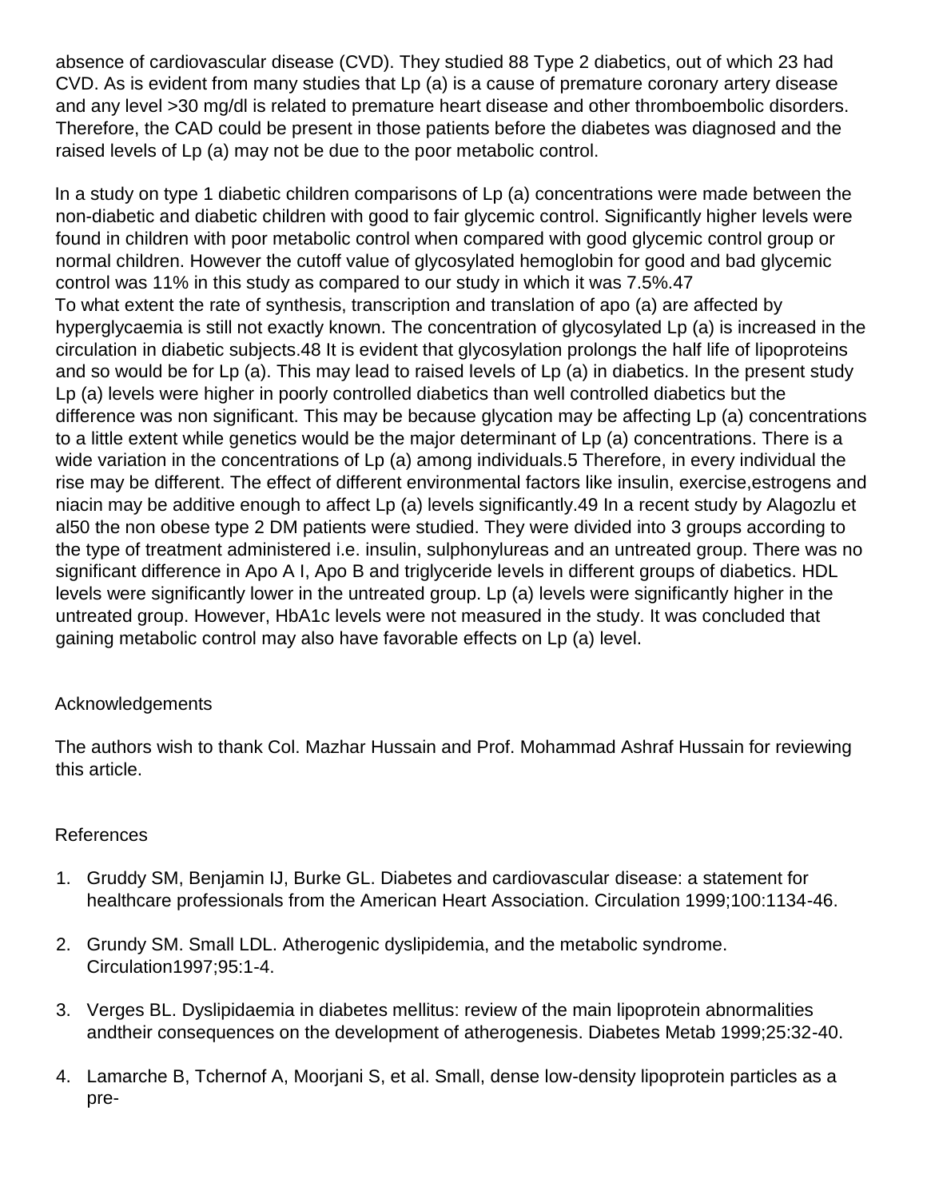absence of cardiovascular disease (CVD). They studied 88 Type 2 diabetics, out of which 23 had CVD. As is evident from many studies that Lp (a) is a cause of premature coronary artery disease and any level >30 mg/dl is related to premature heart disease and other thromboembolic disorders. Therefore, the CAD could be present in those patients before the diabetes was diagnosed and the raised levels of Lp (a) may not be due to the poor metabolic control.

In a study on type 1 diabetic children comparisons of Lp (a) concentrations were made between the non-diabetic and diabetic children with good to fair glycemic control. Significantly higher levels were found in children with poor metabolic control when compared with good glycemic control group or normal children. However the cutoff value of glycosylated hemoglobin for good and bad glycemic control was 11% in this study as compared to our study in which it was 7.5%.[47]
To what extent the rate of synthesis, transcription and translation of apo (a) are affected by hyperglycaemia is still not exactly known. The concentration of glycosylated Lp (a) is increased in the circulation in diabetic subjects.[48] It is evident that glycosylation prolongs the half life of lipoproteins and so would be for Lp (a). This may lead to raised levels of Lp (a) in diabetics. In the present study Lp (a) levels were higher in poorly controlled diabetics than well controlled diabetics but the difference was non significant. This may be because glycation may be affecting Lp (a) concentrations to a little extent while genetics would be the major determinant of Lp (a) concentrations. There is a wide variation in the concentrations of Lp (a) among individuals.[5] Therefore, in every individual the rise may be different. The effect of different environmental factors like insulin, exercise,estrogens and niacin may be additive enough to affect Lp (a) levels significantly.[49] In a recent study by Alagozlu et al[50] the non obese type 2 DM patients were studied. They were divided into 3 groups according to the type of treatment administered i.e. insulin, sulphonylureas and an untreated group. There was no significant difference in Apo A I, Apo B and triglyceride levels in different groups of diabetics. HDL levels were significantly lower in the untreated group. Lp (a) levels were significantly higher in the untreated group. However, HbA1c levels were not measured in the study. It was concluded that gaining metabolic control may also have favorable effects on Lp (a) level.

## Acknowledgements

The authors wish to thank Col. Mazhar Hussain and Prof. Mohammad Ashraf Hussain for reviewing this article.

## References

1. Gruddy SM, Benjamin IJ, Burke GL. Diabetes and cardiovascular disease: a statement for healthcare professionals from the American Heart Association. Circulation 1999;100:1134-46.
2. Grundy SM. Small LDL. Atherogenic dyslipidemia, and the metabolic syndrome. Circulation1997;95:1-4.
3. Verges BL. Dyslipidaemia in diabetes mellitus: review of the main lipoprotein abnormalities andtheir consequences on the development of atherogenesis. Diabetes Metab 1999;25:32-40.
4. Lamarche B, Tchernof A, Moorjani S, et al. Small, dense low-density lipoprotein particles as a pre-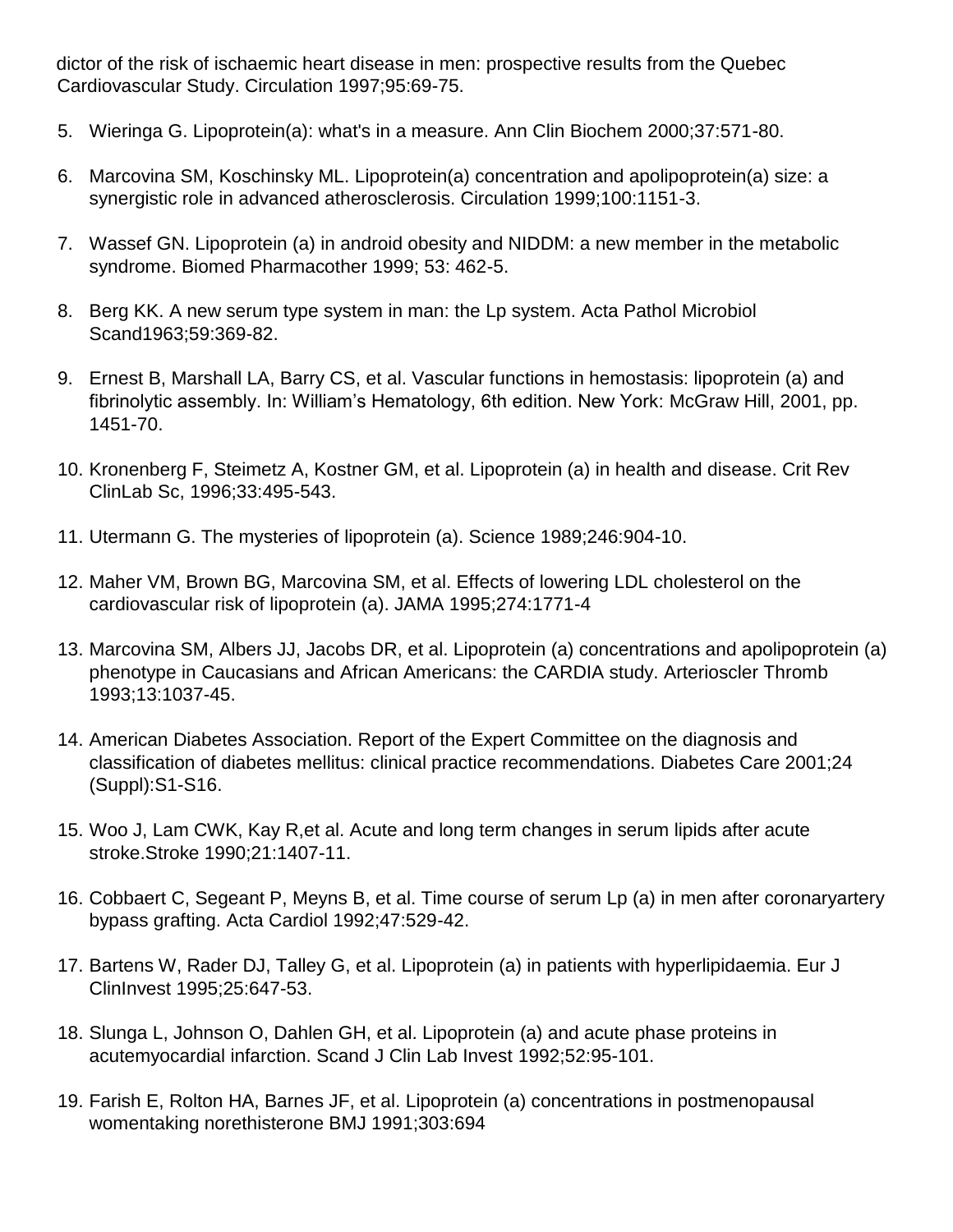dictor of the risk of ischaemic heart disease in men: prospective results from the Quebec Cardiovascular Study. Circulation 1997;95:69-75.

5. Wieringa G. Lipoprotein(a): what's in a measure. Ann Clin Biochem 2000;37:571-80.

6. Marcovina SM, Koschinsky ML. Lipoprotein(a) concentration and apolipoprotein(a) size: a synergistic role in advanced atherosclerosis. Circulation 1999;100:1151-3.

7. Wassef GN. Lipoprotein (a) in android obesity and NIDDM: a new member in the metabolic syndrome. Biomed Pharmacother 1999; 53: 462-5.

8. Berg KK. A new serum type system in man: the Lp system. Acta Pathol Microbiol Scand1963;59:369-82.

9. Ernest B, Marshall LA, Barry CS, et al. Vascular functions in hemostasis: lipoprotein (a) and fibrinolytic assembly. In: William's Hematology, 6th edition. New York: McGraw Hill, 2001, pp. 1451-70.

10. Kronenberg F, Steimetz A, Kostner GM, et al. Lipoprotein (a) in health and disease. Crit Rev ClinLab Sc, 1996;33:495-543.

11. Utermann G. The mysteries of lipoprotein (a). Science 1989;246:904-10.

12. Maher VM, Brown BG, Marcovina SM, et al. Effects of lowering LDL cholesterol on the cardiovascular risk of lipoprotein (a). JAMA 1995;274:1771-4

13. Marcovina SM, Albers JJ, Jacobs DR, et al. Lipoprotein (a) concentrations and apolipoprotein (a) phenotype in Caucasians and African Americans: the CARDIA study. Arterioscler Thromb 1993;13:1037-45.

14. American Diabetes Association. Report of the Expert Committee on the diagnosis and classification of diabetes mellitus: clinical practice recommendations. Diabetes Care 2001;24 (Suppl):S1-S16.

15. Woo J, Lam CWK, Kay R,et al. Acute and long term changes in serum lipids after acute stroke.Stroke 1990;21:1407-11.

16. Cobbaert C, Segeant P, Meyns B, et al. Time course of serum Lp (a) in men after coronaryartery bypass grafting. Acta Cardiol 1992;47:529-42.

17. Bartens W, Rader DJ, Talley G, et al. Lipoprotein (a) in patients with hyperlipidaemia. Eur J ClinInvest 1995;25:647-53.

18. Slunga L, Johnson O, Dahlen GH, et al. Lipoprotein (a) and acute phase proteins in acutemyocardial infarction. Scand J Clin Lab Invest 1992;52:95-101.

19. Farish E, Rolton HA, Barnes JF, et al. Lipoprotein (a) concentrations in postmenopausal womentaking norethisterone BMJ 1991;303:694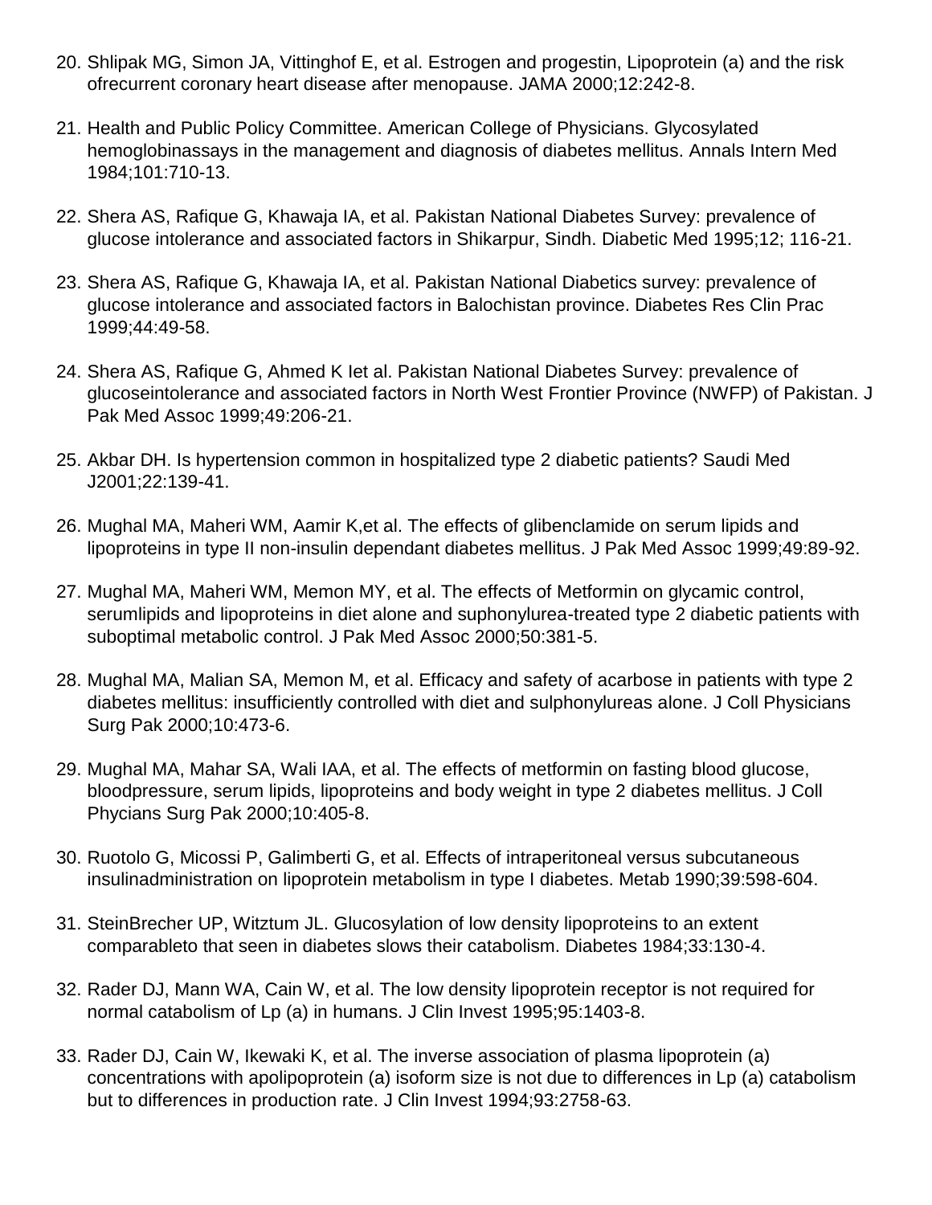20. Shlipak MG, Simon JA, Vittinghof E, et al. Estrogen and progestin, Lipoprotein (a) and the risk ofrecurrent coronary heart disease after menopause. JAMA 2000;12:242-8.

21. Health and Public Policy Committee. American College of Physicians. Glycosylated hemoglobinassays in the management and diagnosis of diabetes mellitus. Annals Intern Med 1984;101:710-13.

22. Shera AS, Rafique G, Khawaja IA, et al. Pakistan National Diabetes Survey: prevalence of glucose intolerance and associated factors in Shikarpur, Sindh. Diabetic Med 1995;12; 116-21.

23. Shera AS, Rafique G, Khawaja IA, et al. Pakistan National Diabetics survey: prevalence of glucose intolerance and associated factors in Balochistan province. Diabetes Res Clin Prac 1999;44:49-58.

24. Shera AS, Rafique G, Ahmed K Iet al. Pakistan National Diabetes Survey: prevalence of glucoseintolerance and associated factors in North West Frontier Province (NWFP) of Pakistan. J Pak Med Assoc 1999;49:206-21.

25. Akbar DH. Is hypertension common in hospitalized type 2 diabetic patients? Saudi Med J2001;22:139-41.

26. Mughal MA, Maheri WM, Aamir K,et al. The effects of glibenclamide on serum lipids and lipoproteins in type II non-insulin dependant diabetes mellitus. J Pak Med Assoc 1999;49:89-92.

27. Mughal MA, Maheri WM, Memon MY, et al. The effects of Metformin on glycamic control, serumlipids and lipoproteins in diet alone and suphonylurea-treated type 2 diabetic patients with suboptimal metabolic control. J Pak Med Assoc 2000;50:381-5.

28. Mughal MA, Malian SA, Memon M, et al. Efficacy and safety of acarbose in patients with type 2 diabetes mellitus: insufficiently controlled with diet and sulphonylureas alone. J Coll Physicians Surg Pak 2000;10:473-6.

29. Mughal MA, Mahar SA, Wali IAA, et al. The effects of metformin on fasting blood glucose, bloodpressure, serum lipids, lipoproteins and body weight in type 2 diabetes mellitus. J Coll Phycians Surg Pak 2000;10:405-8.

30. Ruotolo G, Micossi P, Galimberti G, et al. Effects of intraperitoneal versus subcutaneous insulinadministration on lipoprotein metabolism in type I diabetes. Metab 1990;39:598-604.

31. SteinBrecher UP, Witztum JL. Glucosylation of low density lipoproteins to an extent comparableto that seen in diabetes slows their catabolism. Diabetes 1984;33:130-4.

32. Rader DJ, Mann WA, Cain W, et al. The low density lipoprotein receptor is not required for normal catabolism of Lp (a) in humans. J Clin Invest 1995;95:1403-8.

33. Rader DJ, Cain W, Ikewaki K, et al. The inverse association of plasma lipoprotein (a) concentrations with apolipoprotein (a) isoform size is not due to differences in Lp (a) catabolism but to differences in production rate. J Clin Invest 1994;93:2758-63.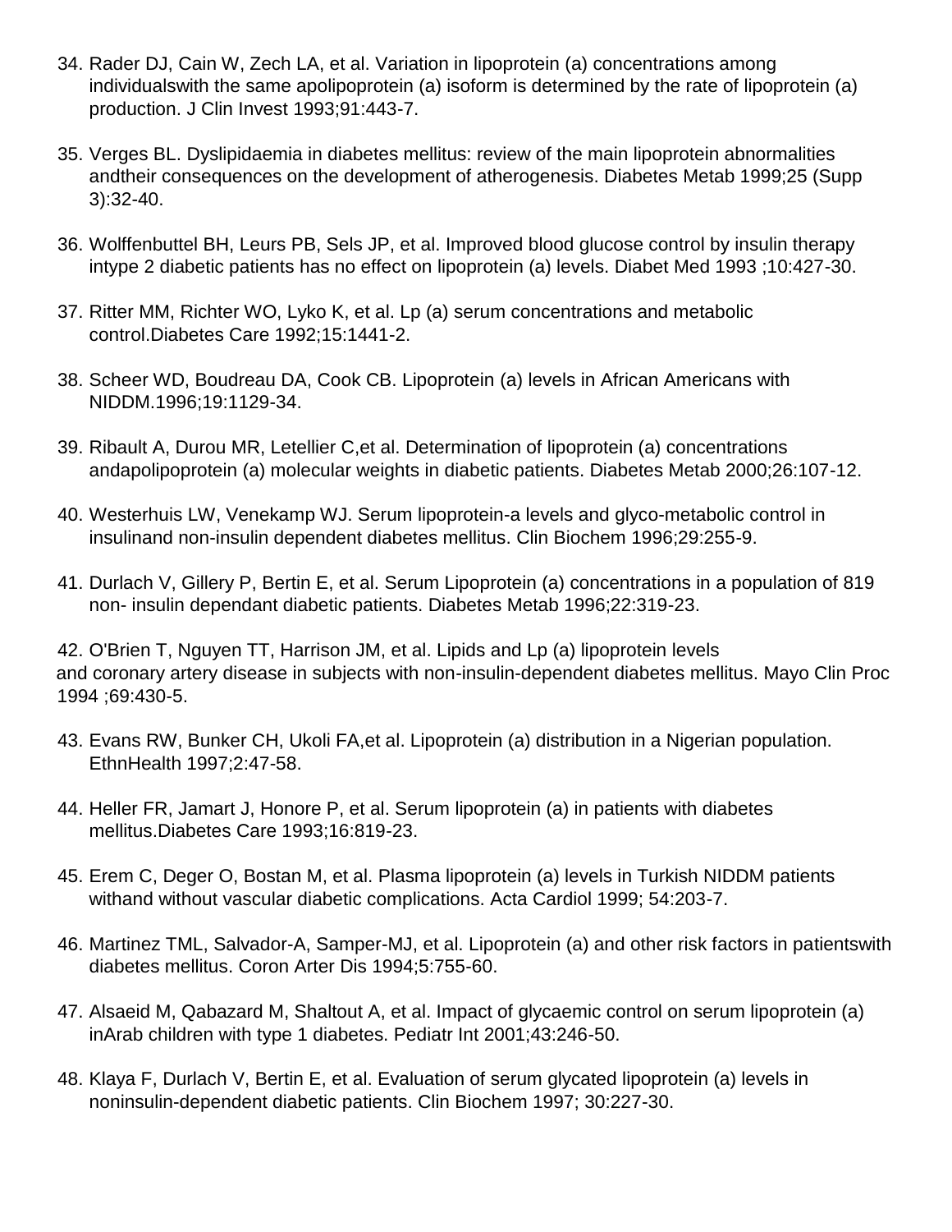34. Rader DJ, Cain W, Zech LA, et al. Variation in lipoprotein (a) concentrations among individualswith the same apolipoprotein (a) isoform is determined by the rate of lipoprotein (a) production. J Clin Invest 1993;91:443-7.

35. Verges BL. Dyslipidaemia in diabetes mellitus: review of the main lipoprotein abnormalities andtheir consequences on the development of atherogenesis. Diabetes Metab 1999;25 (Supp 3):32-40.

36. Wolffenbuttel BH, Leurs PB, Sels JP, et al. Improved blood glucose control by insulin therapy intype 2 diabetic patients has no effect on lipoprotein (a) levels. Diabet Med 1993 ;10:427-30.

37. Ritter MM, Richter WO, Lyko K, et al. Lp (a) serum concentrations and metabolic control.Diabetes Care 1992;15:1441-2.

38. Scheer WD, Boudreau DA, Cook CB. Lipoprotein (a) levels in African Americans with NIDDM.1996;19:1129-34.

39. Ribault A, Durou MR, Letellier C,et al. Determination of lipoprotein (a) concentrations andapolipoprotein (a) molecular weights in diabetic patients. Diabetes Metab 2000;26:107-12.

40. Westerhuis LW, Venekamp WJ. Serum lipoprotein-a levels and glyco-metabolic control in insulinand non-insulin dependent diabetes mellitus. Clin Biochem 1996;29:255-9.

41. Durlach V, Gillery P, Bertin E, et al. Serum Lipoprotein (a) concentrations in a population of 819 non- insulin dependant diabetic patients. Diabetes Metab 1996;22:319-23.

42. O'Brien T, Nguyen TT, Harrison JM, et al. Lipids and Lp (a) lipoprotein levels and coronary artery disease in subjects with non-insulin-dependent diabetes mellitus. Mayo Clin Proc 1994 ;69:430-5.

43. Evans RW, Bunker CH, Ukoli FA,et al. Lipoprotein (a) distribution in a Nigerian population. EthnHealth 1997;2:47-58.

44. Heller FR, Jamart J, Honore P, et al. Serum lipoprotein (a) in patients with diabetes mellitus.Diabetes Care 1993;16:819-23.

45. Erem C, Deger O, Bostan M, et al. Plasma lipoprotein (a) levels in Turkish NIDDM patients withand without vascular diabetic complications. Acta Cardiol 1999; 54:203-7.

46. Martinez TML, Salvador-A, Samper-MJ, et al. Lipoprotein (a) and other risk factors in patientswith diabetes mellitus. Coron Arter Dis 1994;5:755-60.

47. Alsaeid M, Qabazard M, Shaltout A, et al. Impact of glycaemic control on serum lipoprotein (a) inArab children with type 1 diabetes. Pediatr Int 2001;43:246-50.

48. Klaya F, Durlach V, Bertin E, et al. Evaluation of serum glycated lipoprotein (a) levels in noninsulin-dependent diabetic patients. Clin Biochem 1997; 30:227-30.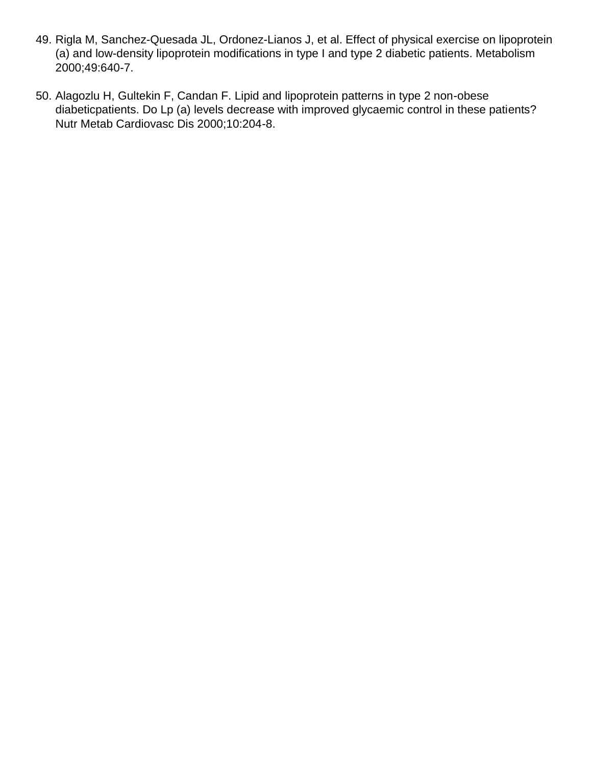49. Rigla M, Sanchez-Quesada JL, Ordonez-Lianos J, et al. Effect of physical exercise on lipoprotein (a) and low-density lipoprotein modifications in type I and type 2 diabetic patients. Metabolism 2000;49:640-7.

50. Alagozlu H, Gultekin F, Candan F. Lipid and lipoprotein patterns in type 2 non-obese diabeticpatients. Do Lp (a) levels decrease with improved glycaemic control in these patients? Nutr Metab Cardiovasc Dis 2000;10:204-8.